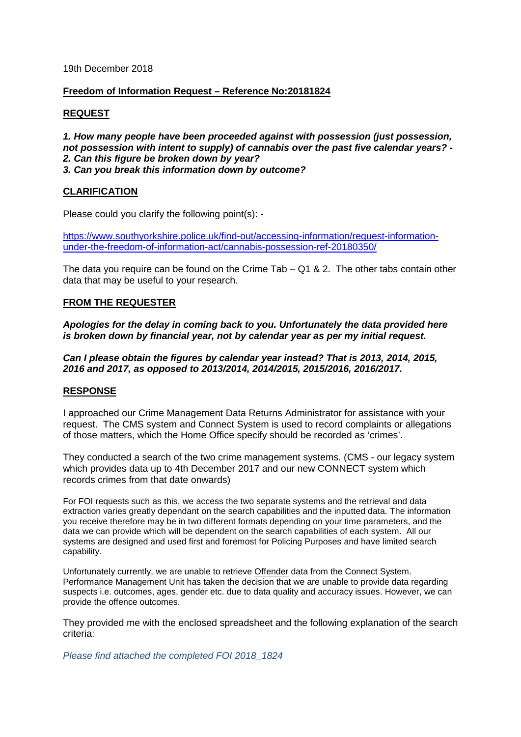19th December 2018

**Freedom of Information Request – Reference No:20181824**

**REQUEST**

***1. How many people have been proceeded against with possession (just possession, not possession with intent to supply) of cannabis over the past five calendar years? -***
***2. Can this figure be broken down by year?***
***3. Can you break this information down by outcome?***

**CLARIFICATION**

Please could you clarify the following point(s): -

[https://www.southyorkshire.police.uk/find-out/accessing-information/request-information-under-the-freedom-of-information-act/cannabis-possession-ref-20180350/](https://www.southyorkshire.police.uk/find-out/accessing-information/request-information-under-the-freedom-of-information-act/cannabis-possession-ref-20180350/)

The data you require can be found on the Crime Tab – Q1 & 2. The other tabs contain other data that may be useful to your research.

**FROM THE REQUESTER**

***Apologies for the delay in coming back to you. Unfortunately the data provided here is broken down by financial year, not by calendar year as per my initial request.***

***Can I please obtain the figures by calendar year instead? That is 2013, 2014, 2015, 2016 and 2017, as opposed to 2013/2014, 2014/2015, 2015/2016, 2016/2017.***

**RESPONSE**

I approached our Crime Management Data Returns Administrator for assistance with your request. The CMS system and Connect System is used to record complaints or allegations of those matters, which the Home Office specify should be recorded as 'crimes'.

They conducted a search of the two crime management systems. (CMS - our legacy system which provides data up to 4th December 2017 and our new CONNECT system which records crimes from that date onwards)

For FOI requests such as this, we access the two separate systems and the retrieval and data extraction varies greatly dependant on the search capabilities and the inputted data. The information you receive therefore may be in two different formats depending on your time parameters, and the data we can provide which will be dependent on the search capabilities of each system. All our systems are designed and used first and foremost for Policing Purposes and have limited search capability.

Unfortunately currently, we are unable to retrieve Offender data from the Connect System. Performance Management Unit has taken the decision that we are unable to provide data regarding suspects i.e. outcomes, ages, gender etc. due to data quality and accuracy issues. However, we can provide the offence outcomes.

They provided me with the enclosed spreadsheet and the following explanation of the search criteria:

*Please find attached the completed FOI 2018_1824*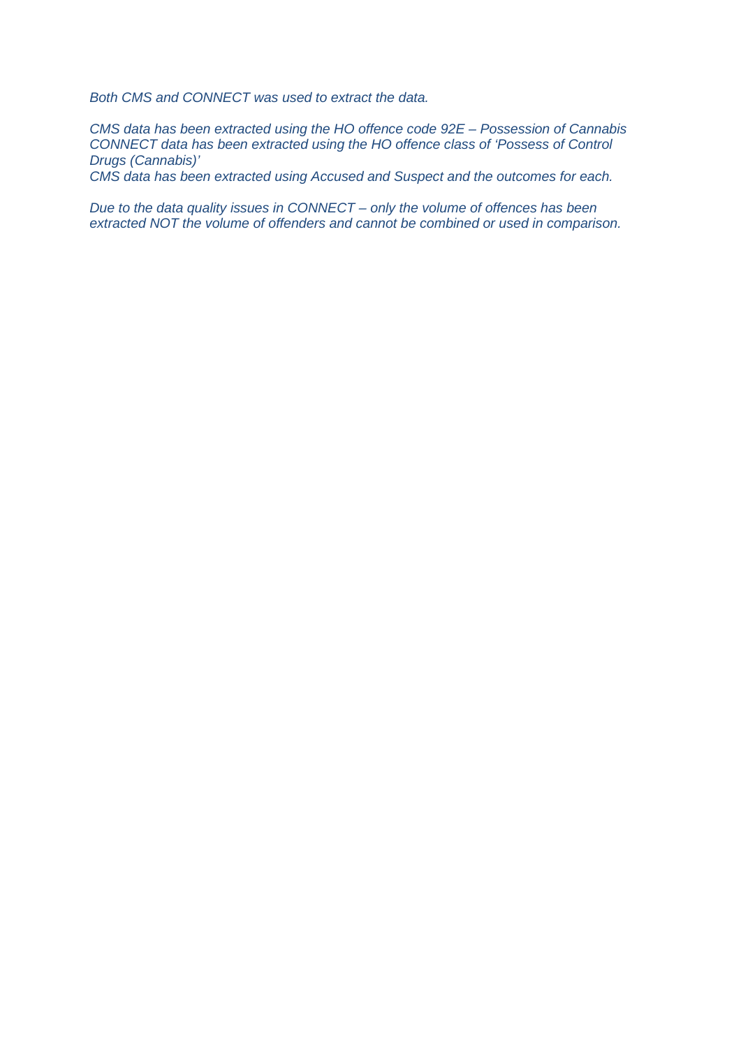*Both CMS and CONNECT was used to extract the data.*

*CMS data has been extracted using the HO offence code 92E – Possession of Cannabis*
*CONNECT data has been extracted using the HO offence class of 'Possess of Control Drugs (Cannabis)'*
*CMS data has been extracted using Accused and Suspect and the outcomes for each.*

*Due to the data quality issues in CONNECT – only the volume of offences has been extracted NOT the volume of offenders and cannot be combined or used in comparison.*